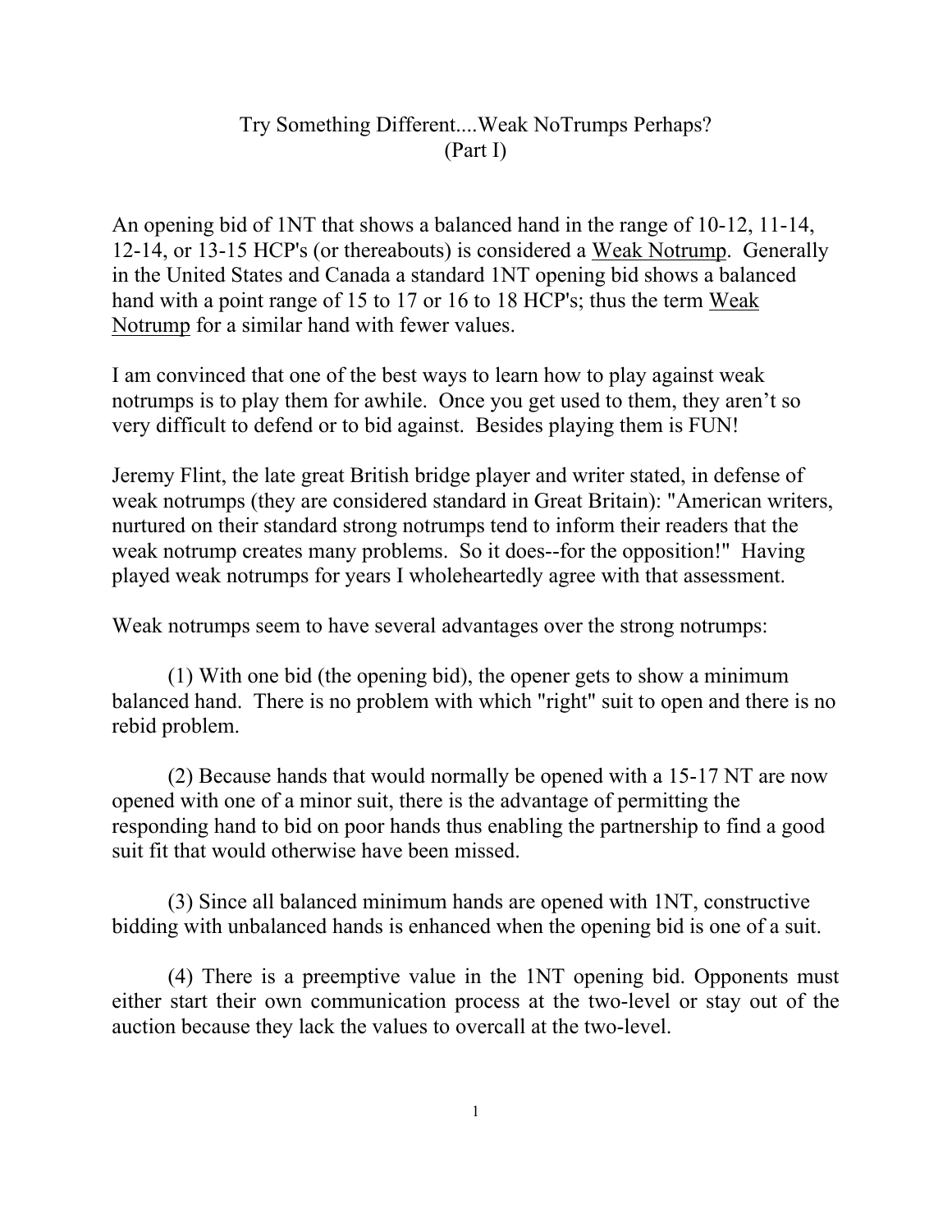# Try Something Different....Weak NoTrumps Perhaps?
## (Part I)

An opening bid of 1NT that shows a balanced hand in the range of 10-12, 11-14, 12-14, or 13-15 HCP's (or thereabouts) is considered a Weak Notrump. Generally in the United States and Canada a standard 1NT opening bid shows a balanced hand with a point range of 15 to 17 or 16 to 18 HCP's; thus the term Weak Notrump for a similar hand with fewer values.

I am convinced that one of the best ways to learn how to play against weak notrumps is to play them for awhile. Once you get used to them, they aren't so very difficult to defend or to bid against. Besides playing them is FUN!

Jeremy Flint, the late great British bridge player and writer stated, in defense of weak notrumps (they are considered standard in Great Britain): "American writers, nurtured on their standard strong notrumps tend to inform their readers that the weak notrump creates many problems. So it does--for the opposition!" Having played weak notrumps for years I wholeheartedly agree with that assessment.

Weak notrumps seem to have several advantages over the strong notrumps:

(1) With one bid (the opening bid), the opener gets to show a minimum balanced hand. There is no problem with which "right" suit to open and there is no rebid problem.

(2) Because hands that would normally be opened with a 15-17 NT are now opened with one of a minor suit, there is the advantage of permitting the responding hand to bid on poor hands thus enabling the partnership to find a good suit fit that would otherwise have been missed.

(3) Since all balanced minimum hands are opened with 1NT, constructive bidding with unbalanced hands is enhanced when the opening bid is one of a suit.

(4) There is a preemptive value in the 1NT opening bid. Opponents must either start their own communication process at the two-level or stay out of the auction because they lack the values to overcall at the two-level.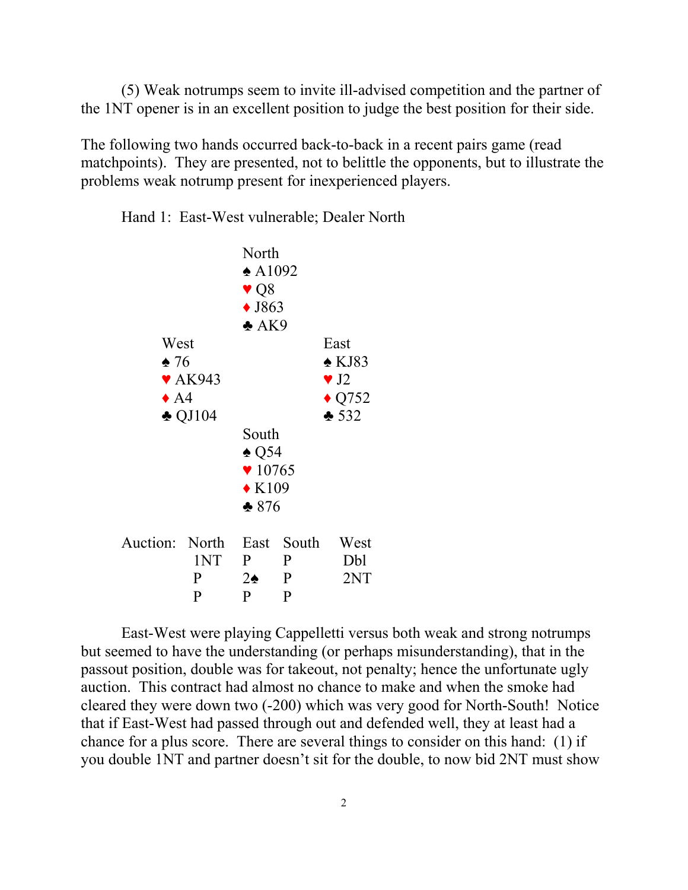(5) Weak notrumps seem to invite ill-advised competition and the partner of the 1NT opener is in an excellent position to judge the best position for their side.

The following two hands occurred back-to-back in a recent pairs game (read matchpoints). They are presented, not to belittle the opponents, but to illustrate the problems weak notrump present for inexperienced players.

Hand 1: East-West vulnerable; Dealer North

```
                North
                ♠ A1092
                ♥ Q8
                ♦ J863
                ♣ AK9
     West                  East
     ♠ 76                  ♠ KJ83
     ♥ AK943               ♥ J2
     ♦ A4                  ♦ Q752
     ♣ QJ104               ♣ 532
                South
                ♠ Q54
                ♥ 10765
                ♦ K109
                ♣ 876
```

| Auction: | North | East | South | West |
|---|---|---|---|---|
| | 1NT | P | P | Dbl |
| | P | 2♠ | P | 2NT |
| | P | P | P | |

East-West were playing Cappelletti versus both weak and strong notrumps but seemed to have the understanding (or perhaps misunderstanding), that in the passout position, double was for takeout, not penalty; hence the unfortunate ugly auction. This contract had almost no chance to make and when the smoke had cleared they were down two (-200) which was very good for North-South! Notice that if East-West had passed through out and defended well, they at least had a chance for a plus score. There are several things to consider on this hand: (1) if you double 1NT and partner doesn't sit for the double, to now bid 2NT must show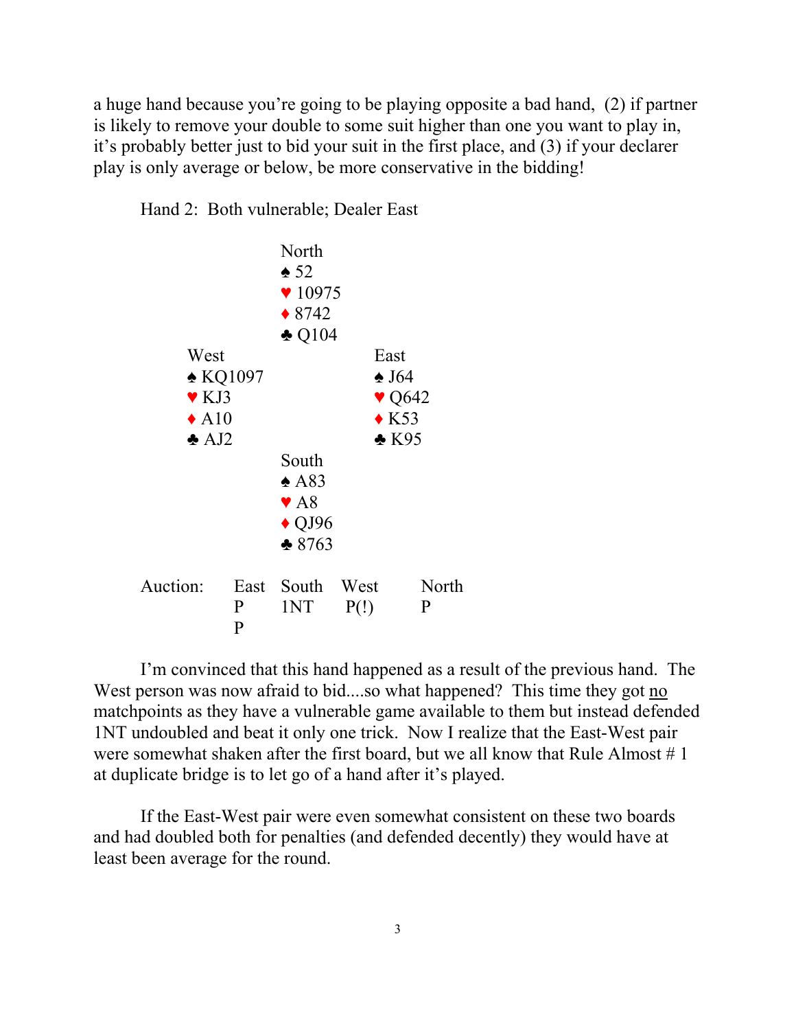a huge hand because you're going to be playing opposite a bad hand, (2) if partner is likely to remove your double to some suit higher than one you want to play in, it's probably better just to bid your suit in the first place, and (3) if your declarer play is only average or below, be more conservative in the bidding!

Hand 2: Both vulnerable; Dealer East

```
                North
                ♠ 52
                ♥ 10975
                ♦ 8742
                ♣ Q104
West                        East
♠ KQ1097                    ♠ J64
♥ KJ3                       ♥ Q642
♦ A10                       ♦ K53
♣ AJ2                       ♣ K95
                South
                ♠ A83
                ♥ A8
                ♦ QJ96
                ♣ 8763
```

| Auction: | East | South | West | North |
|---|---|---|---|---|
| | P | 1NT | P(!) | P |
| | P | | | |

I'm convinced that this hand happened as a result of the previous hand. The West person was now afraid to bid....so what happened? This time they got no matchpoints as they have a vulnerable game available to them but instead defended 1NT undoubled and beat it only one trick. Now I realize that the East-West pair were somewhat shaken after the first board, but we all know that Rule Almost # 1 at duplicate bridge is to let go of a hand after it's played.

If the East-West pair were even somewhat consistent on these two boards and had doubled both for penalties (and defended decently) they would have at least been average for the round.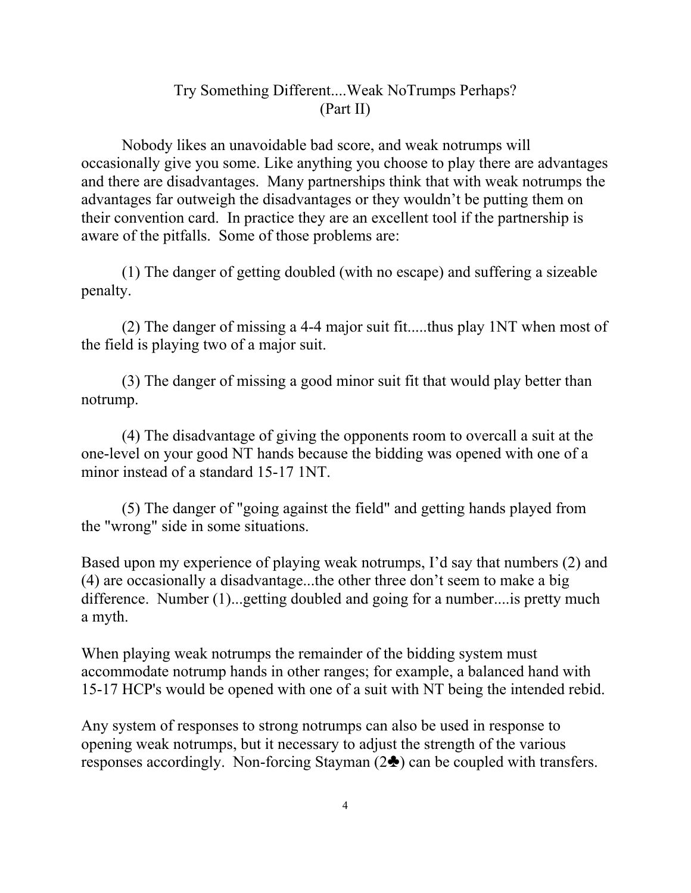# Try Something Different....Weak NoTrumps Perhaps? (Part II)

Nobody likes an unavoidable bad score, and weak notrumps will occasionally give you some. Like anything you choose to play there are advantages and there are disadvantages. Many partnerships think that with weak notrumps the advantages far outweigh the disadvantages or they wouldn't be putting them on their convention card. In practice they are an excellent tool if the partnership is aware of the pitfalls. Some of those problems are:

(1) The danger of getting doubled (with no escape) and suffering a sizeable penalty.

(2) The danger of missing a 4-4 major suit fit.....thus play 1NT when most of the field is playing two of a major suit.

(3) The danger of missing a good minor suit fit that would play better than notrump.

(4) The disadvantage of giving the opponents room to overcall a suit at the one-level on your good NT hands because the bidding was opened with one of a minor instead of a standard 15-17 1NT.

(5) The danger of "going against the field" and getting hands played from the "wrong" side in some situations.

Based upon my experience of playing weak notrumps, I'd say that numbers (2) and (4) are occasionally a disadvantage...the other three don't seem to make a big difference. Number (1)...getting doubled and going for a number....is pretty much a myth.

When playing weak notrumps the remainder of the bidding system must accommodate notrump hands in other ranges; for example, a balanced hand with 15-17 HCP's would be opened with one of a suit with NT being the intended rebid.

Any system of responses to strong notrumps can also be used in response to opening weak notrumps, but it necessary to adjust the strength of the various responses accordingly. Non-forcing Stayman (2♣) can be coupled with transfers.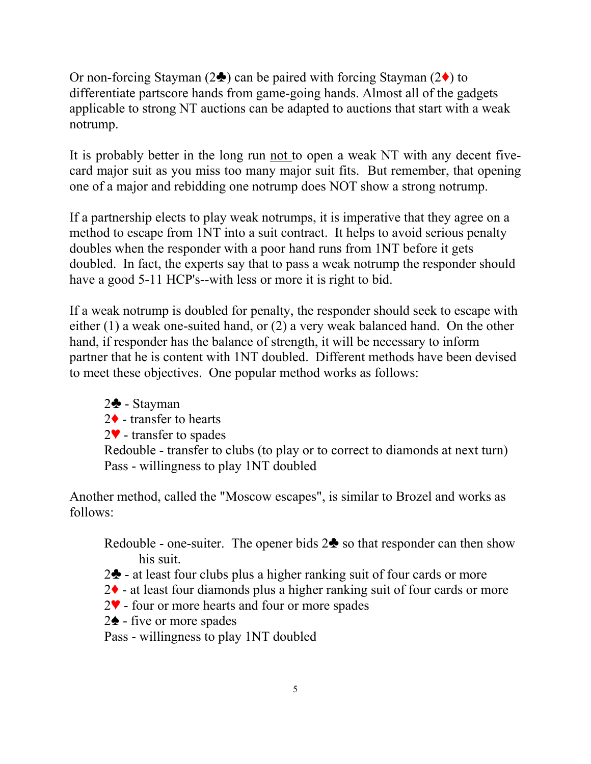Or non-forcing Stayman (2♣) can be paired with forcing Stayman (2♦) to differentiate partscore hands from game-going hands. Almost all of the gadgets applicable to strong NT auctions can be adapted to auctions that start with a weak notrump.

It is probably better in the long run <u>not</u> to open a weak NT with any decent five-card major suit as you miss too many major suit fits. But remember, that opening one of a major and rebidding one notrump does NOT show a strong notrump.

If a partnership elects to play weak notrumps, it is imperative that they agree on a method to escape from 1NT into a suit contract. It helps to avoid serious penalty doubles when the responder with a poor hand runs from 1NT before it gets doubled. In fact, the experts say that to pass a weak notrump the responder should have a good 5-11 HCP's--with less or more it is right to bid.

If a weak notrump is doubled for penalty, the responder should seek to escape with either (1) a weak one-suited hand, or (2) a very weak balanced hand. On the other hand, if responder has the balance of strength, it will be necessary to inform partner that he is content with 1NT doubled. Different methods have been devised to meet these objectives. One popular method works as follows:

- 2♣ - Stayman
- 2♦ - transfer to hearts
- 2♥ - transfer to spades
- Redouble - transfer to clubs (to play or to correct to diamonds at next turn)
- Pass - willingness to play 1NT doubled

Another method, called the "Moscow escapes", is similar to Brozel and works as follows:

- Redouble - one-suiter. The opener bids 2♣ so that responder can then show his suit.
- 2♣ - at least four clubs plus a higher ranking suit of four cards or more
- 2♦ - at least four diamonds plus a higher ranking suit of four cards or more
- 2♥ - four or more hearts and four or more spades
- 2♠ - five or more spades
- Pass - willingness to play 1NT doubled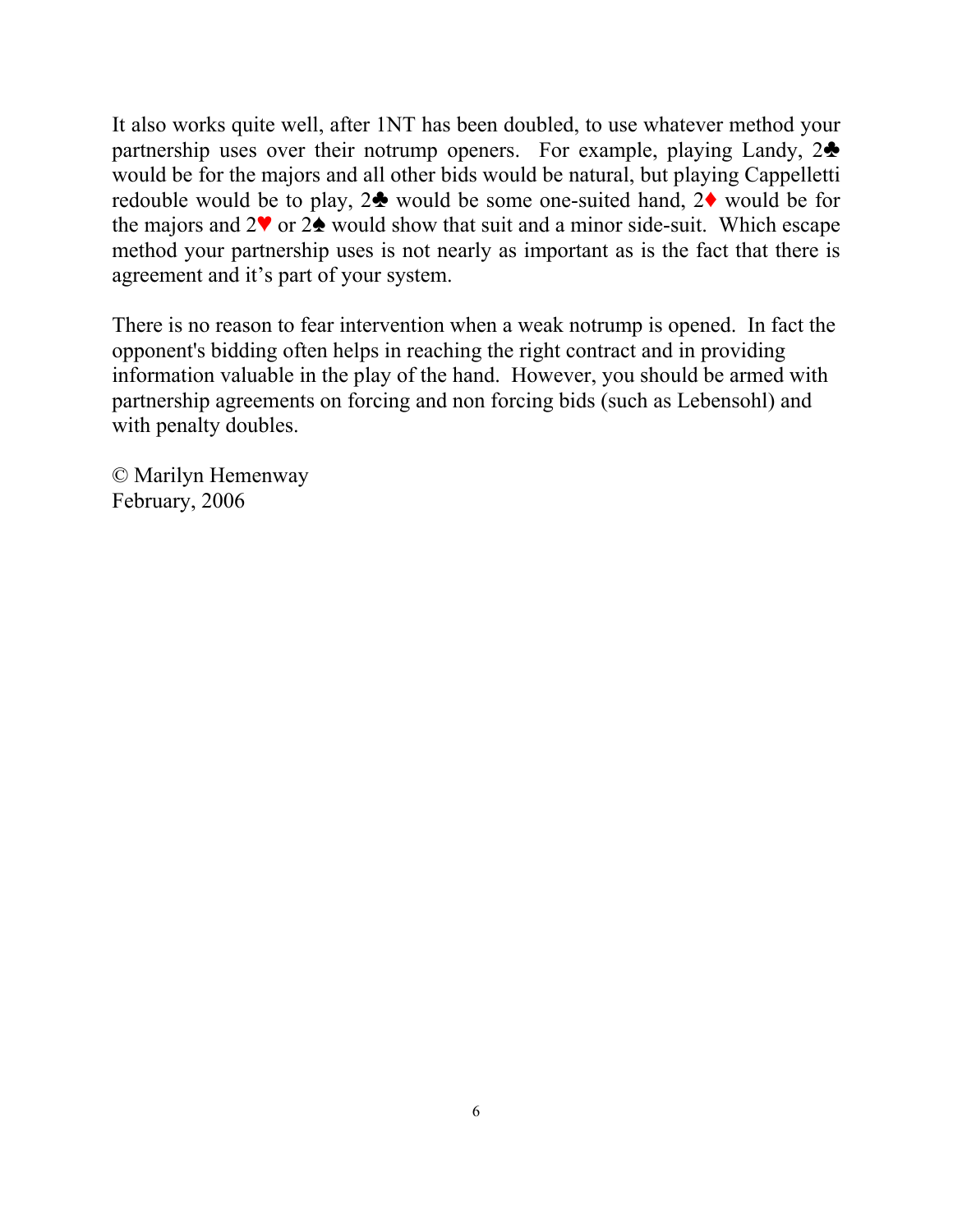It also works quite well, after 1NT has been doubled, to use whatever method your partnership uses over their notrump openers. For example, playing Landy, 2♣ would be for the majors and all other bids would be natural, but playing Cappelletti redouble would be to play, 2♣ would be some one-suited hand, 2♦ would be for the majors and 2♥ or 2♠ would show that suit and a minor side-suit. Which escape method your partnership uses is not nearly as important as is the fact that there is agreement and it's part of your system.

There is no reason to fear intervention when a weak notrump is opened. In fact the opponent's bidding often helps in reaching the right contract and in providing information valuable in the play of the hand. However, you should be armed with partnership agreements on forcing and non forcing bids (such as Lebensohl) and with penalty doubles.

© Marilyn Hemenway
February, 2006